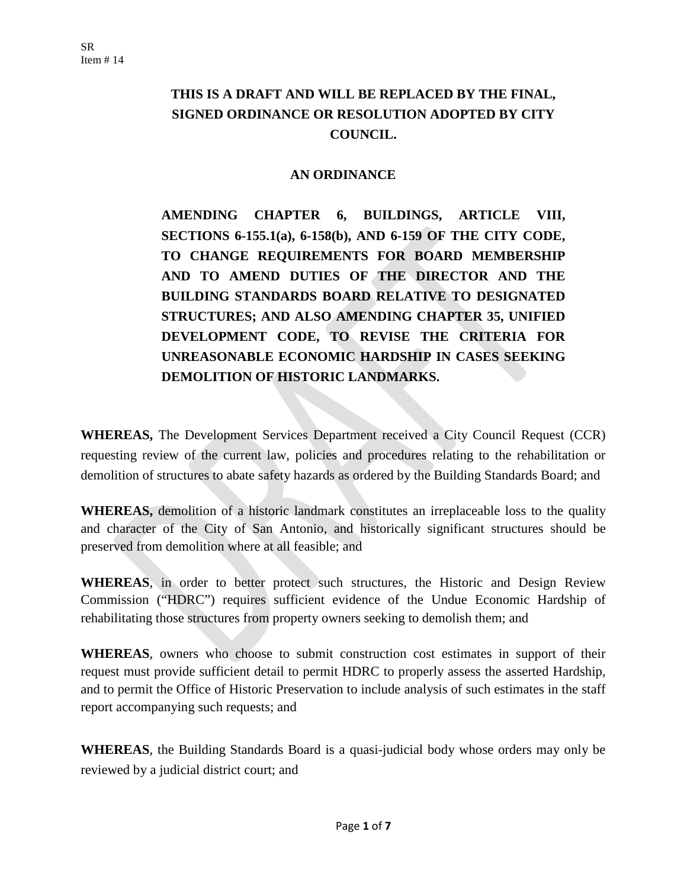SR
Item # 14

**THIS IS A DRAFT AND WILL BE REPLACED BY THE FINAL, SIGNED ORDINANCE OR RESOLUTION ADOPTED BY CITY COUNCIL.**

# AN ORDINANCE

**AMENDING CHAPTER 6, BUILDINGS, ARTICLE VIII, SECTIONS 6-155.1(a), 6-158(b), AND 6-159 OF THE CITY CODE, TO CHANGE REQUIREMENTS FOR BOARD MEMBERSHIP AND TO AMEND DUTIES OF THE DIRECTOR AND THE BUILDING STANDARDS BOARD RELATIVE TO DESIGNATED STRUCTURES; AND ALSO AMENDING CHAPTER 35, UNIFIED DEVELOPMENT CODE, TO REVISE THE CRITERIA FOR UNREASONABLE ECONOMIC HARDSHIP IN CASES SEEKING DEMOLITION OF HISTORIC LANDMARKS.**

**WHEREAS,** The Development Services Department received a City Council Request (CCR) requesting review of the current law, policies and procedures relating to the rehabilitation or demolition of structures to abate safety hazards as ordered by the Building Standards Board; and

**WHEREAS,** demolition of a historic landmark constitutes an irreplaceable loss to the quality and character of the City of San Antonio, and historically significant structures should be preserved from demolition where at all feasible; and

**WHEREAS**, in order to better protect such structures, the Historic and Design Review Commission ("HDRC") requires sufficient evidence of the Undue Economic Hardship of rehabilitating those structures from property owners seeking to demolish them; and

**WHEREAS**, owners who choose to submit construction cost estimates in support of their request must provide sufficient detail to permit HDRC to properly assess the asserted Hardship, and to permit the Office of Historic Preservation to include analysis of such estimates in the staff report accompanying such requests; and

**WHEREAS**, the Building Standards Board is a quasi-judicial body whose orders may only be reviewed by a judicial district court; and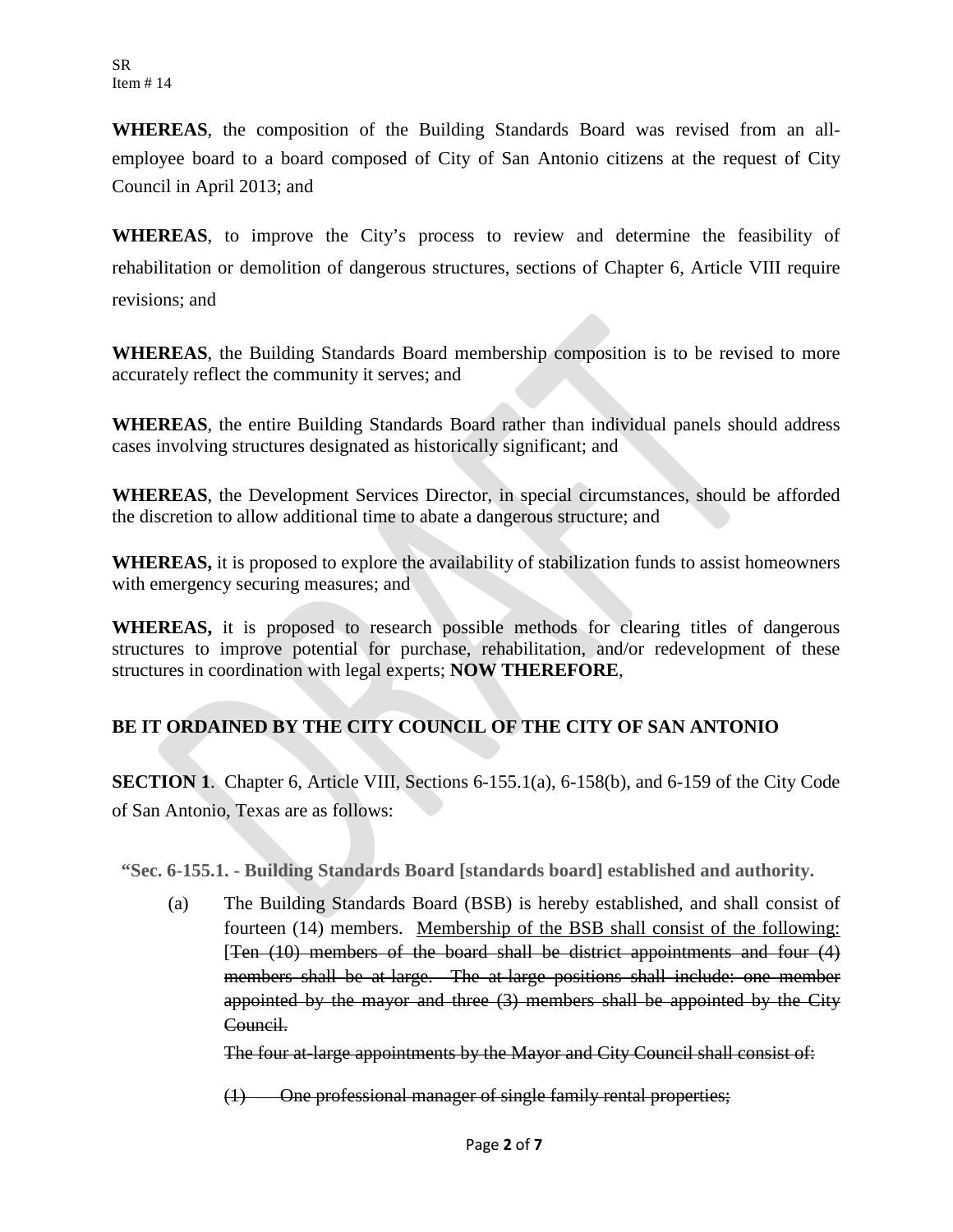**WHEREAS**, the composition of the Building Standards Board was revised from an all-employee board to a board composed of City of San Antonio citizens at the request of City Council in April 2013; and

**WHEREAS**, to improve the City's process to review and determine the feasibility of rehabilitation or demolition of dangerous structures, sections of Chapter 6, Article VIII require revisions; and

**WHEREAS**, the Building Standards Board membership composition is to be revised to more accurately reflect the community it serves; and

**WHEREAS**, the entire Building Standards Board rather than individual panels should address cases involving structures designated as historically significant; and

**WHEREAS**, the Development Services Director, in special circumstances, should be afforded the discretion to allow additional time to abate a dangerous structure; and

**WHEREAS,** it is proposed to explore the availability of stabilization funds to assist homeowners with emergency securing measures; and

**WHEREAS,** it is proposed to research possible methods for clearing titles of dangerous structures to improve potential for purchase, rehabilitation, and/or redevelopment of these structures in coordination with legal experts; **NOW THEREFORE**,

**BE IT ORDAINED BY THE CITY COUNCIL OF THE CITY OF SAN ANTONIO**

**SECTION 1**. Chapter 6, Article VIII, Sections 6-155.1(a), 6-158(b), and 6-159 of the City Code of San Antonio, Texas are as follows:

**"Sec. 6-155.1. - Building Standards Board [standards board] established and authority.**

(a) The Building Standards Board (BSB) is hereby established, and shall consist of fourteen (14) members. <u>Membership of the BSB shall consist of the following:</u> [~~Ten (10) members of the board shall be district appointments and four (4) members shall be at-large. The at-large positions shall include: one member appointed by the mayor and three (3) members shall be appointed by the City Council.~~

~~The four at-large appointments by the Mayor and City Council shall consist of:~~

~~(1) One professional manager of single family rental properties;~~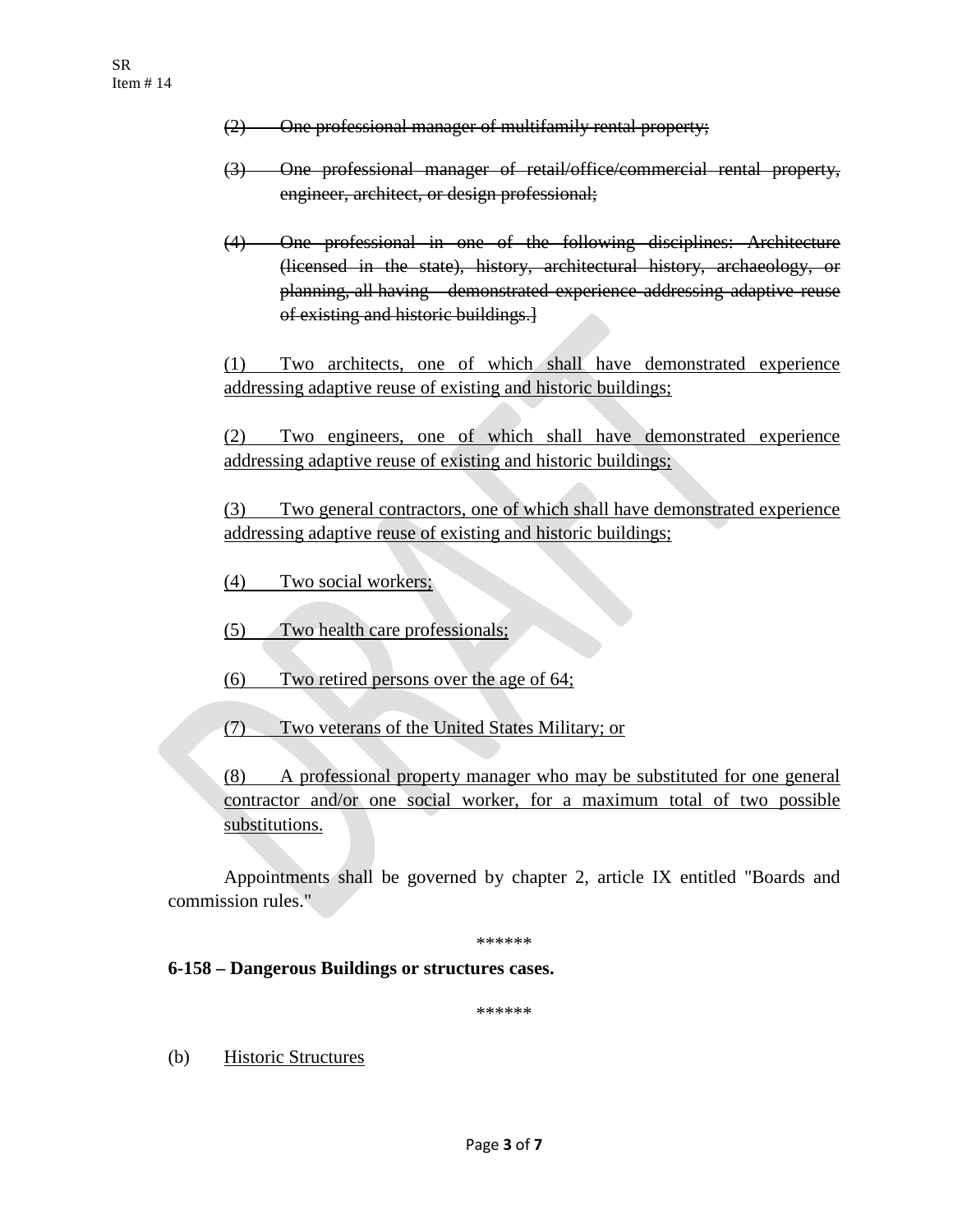~~(2) One professional manager of multifamily rental property;~~

~~(3) One professional manager of retail/office/commercial rental property, engineer, architect, or design professional;~~

~~(4) One professional in one of the following disciplines: Architecture (licensed in the state), history, architectural history, archaeology, or planning, all having demonstrated experience addressing adaptive reuse of existing and historic buildings.]~~

<u>(1) Two architects, one of which shall have demonstrated experience addressing adaptive reuse of existing and historic buildings;</u>

<u>(2) Two engineers, one of which shall have demonstrated experience addressing adaptive reuse of existing and historic buildings;</u>

<u>(3) Two general contractors, one of which shall have demonstrated experience addressing adaptive reuse of existing and historic buildings;</u>

<u>(4) Two social workers;</u>

<u>(5) Two health care professionals;</u>

<u>(6) Two retired persons over the age of 64;</u>

<u>(7) Two veterans of the United States Military; or</u>

<u>(8) A professional property manager who may be substituted for one general contractor and/or one social worker, for a maximum total of two possible substitutions.</u>

Appointments shall be governed by chapter 2, article IX entitled "Boards and commission rules."

******

**6-158 – Dangerous Buildings or structures cases.**

******

(b) <u>Historic Structures</u>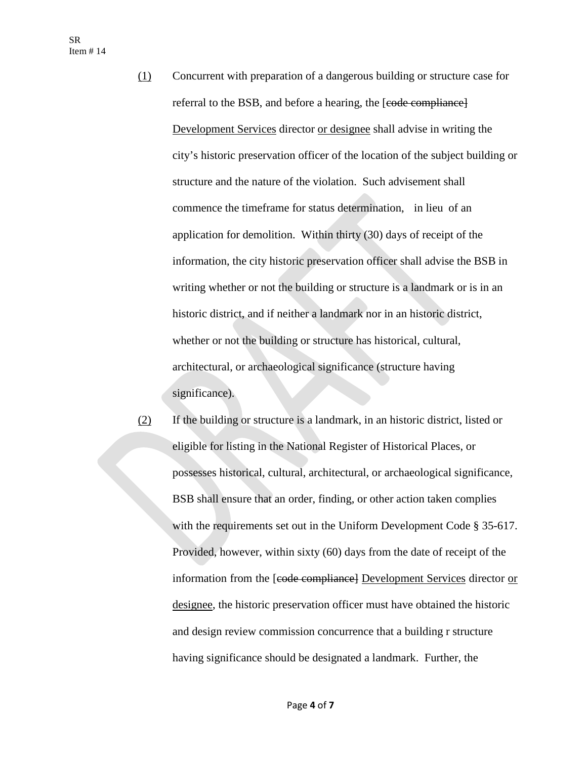(1) Concurrent with preparation of a dangerous building or structure case for referral to the BSB, and before a hearing, the [~~code compliance~~] <u>Development Services</u> director <u>or designee</u> shall advise in writing the city's historic preservation officer of the location of the subject building or structure and the nature of the violation. Such advisement shall commence the timeframe for status determination, in lieu of an application for demolition. Within thirty (30) days of receipt of the information, the city historic preservation officer shall advise the BSB in writing whether or not the building or structure is a landmark or is in an historic district, and if neither a landmark nor in an historic district, whether or not the building or structure has historical, cultural, architectural, or archaeological significance (structure having significance).

(2) If the building or structure is a landmark, in an historic district, listed or eligible for listing in the National Register of Historical Places, or possesses historical, cultural, architectural, or archaeological significance, BSB shall ensure that an order, finding, or other action taken complies with the requirements set out in the Uniform Development Code § 35-617. Provided, however, within sixty (60) days from the date of receipt of the information from the [~~code compliance~~] <u>Development Services</u> director <u>or designee</u>, the historic preservation officer must have obtained the historic and design review commission concurrence that a building r structure having significance should be designated a landmark. Further, the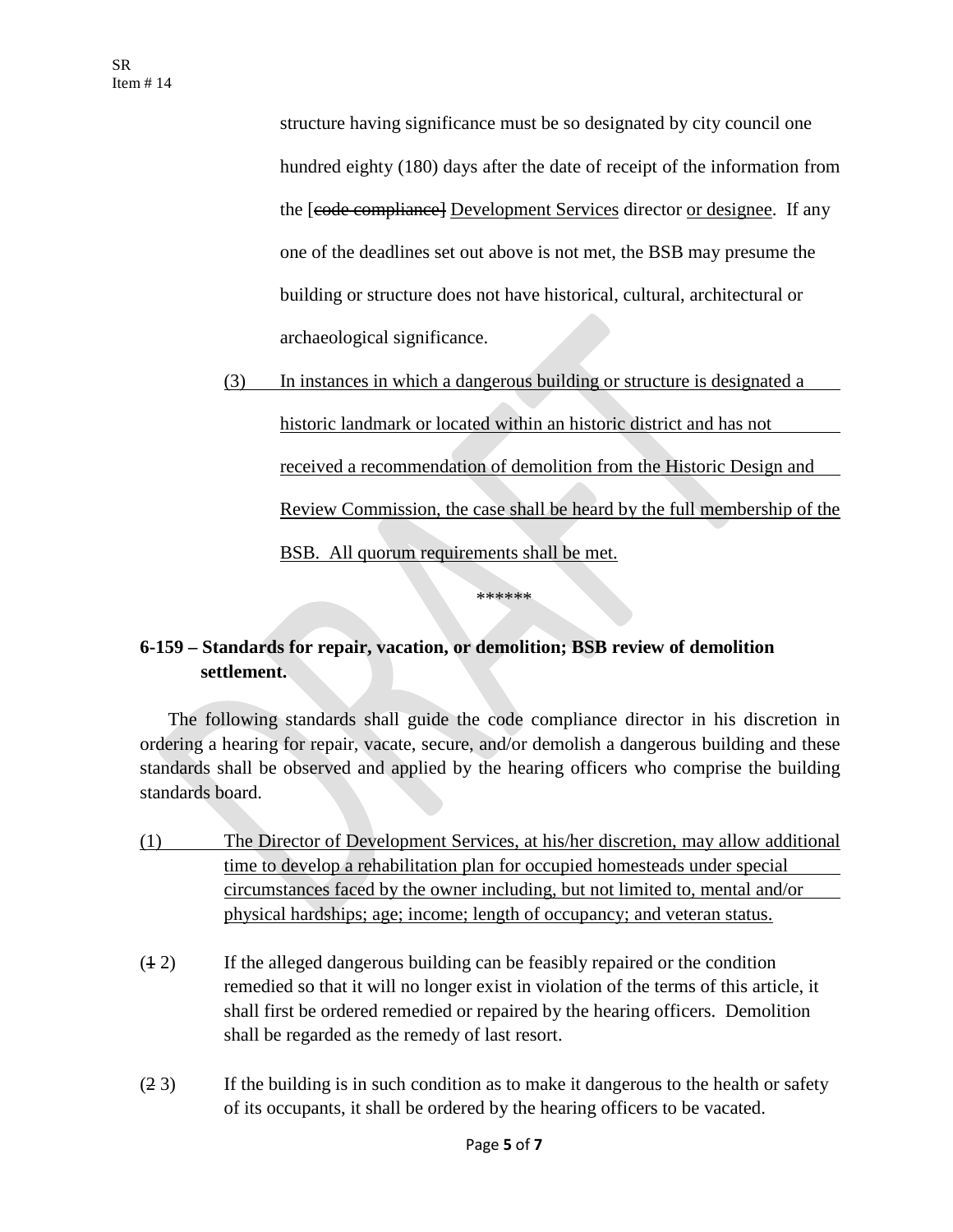structure having significance must be so designated by city council one hundred eighty (180) days after the date of receipt of the information from the [~~code compliance~~] <u>Development Services</u> director <u>or designee</u>. If any one of the deadlines set out above is not met, the BSB may presume the building or structure does not have historical, cultural, architectural or archaeological significance.

<u>(3) In instances in which a dangerous building or structure is designated a historic landmark or located within an historic district and has not received a recommendation of demolition from the Historic Design and Review Commission, the case shall be heard by the full membership of the BSB. All quorum requirements shall be met.</u>

******

**6-159 – Standards for repair, vacation, or demolition; BSB review of demolition settlement.**

The following standards shall guide the code compliance director in his discretion in ordering a hearing for repair, vacate, secure, and/or demolish a dangerous building and these standards shall be observed and applied by the hearing officers who comprise the building standards board.

<u>(1) The Director of Development Services, at his/her discretion, may allow additional time to develop a rehabilitation plan for occupied homesteads under special circumstances faced by the owner including, but not limited to, mental and/or physical hardships; age; income; length of occupancy; and veteran status.</u>

(~~1~~ 2) If the alleged dangerous building can be feasibly repaired or the condition remedied so that it will no longer exist in violation of the terms of this article, it shall first be ordered remedied or repaired by the hearing officers. Demolition shall be regarded as the remedy of last resort.

(~~2~~ 3) If the building is in such condition as to make it dangerous to the health or safety of its occupants, it shall be ordered by the hearing officers to be vacated.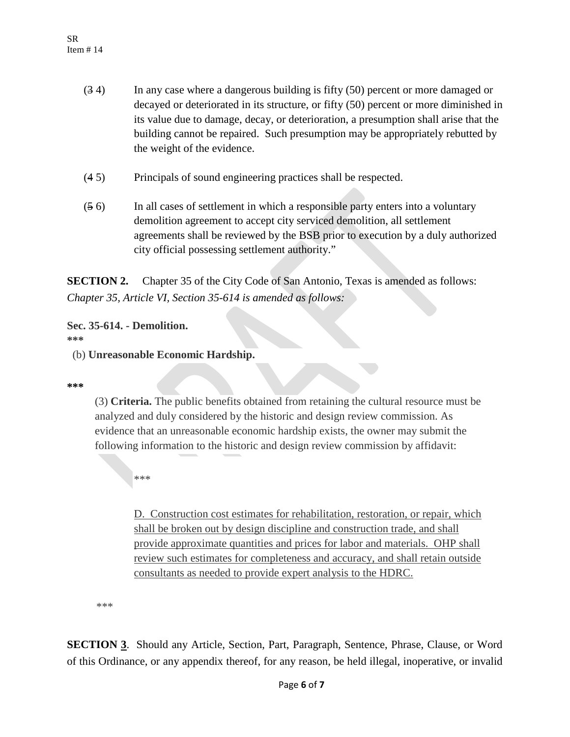(~~3~~ 4) In any case where a dangerous building is fifty (50) percent or more damaged or decayed or deteriorated in its structure, or fifty (50) percent or more diminished in its value due to damage, decay, or deterioration, a presumption shall arise that the building cannot be repaired. Such presumption may be appropriately rebutted by the weight of the evidence.

(~~4~~ 5) Principals of sound engineering practices shall be respected.

(~~5~~ 6) In all cases of settlement in which a responsible party enters into a voluntary demolition agreement to accept city serviced demolition, all settlement agreements shall be reviewed by the BSB prior to execution by a duly authorized city official possessing settlement authority."

**SECTION 2.** Chapter 35 of the City Code of San Antonio, Texas is amended as follows:
*Chapter 35, Article VI, Section 35-614 is amended as follows:*

**Sec. 35-614. - Demolition.**
**\*\*\***

(b) **Unreasonable Economic Hardship.**

**\*\*\***

(3) **Criteria.** The public benefits obtained from retaining the cultural resource must be analyzed and duly considered by the historic and design review commission. As evidence that an unreasonable economic hardship exists, the owner may submit the following information to the historic and design review commission by affidavit:

\*\*\*

<u>D. Construction cost estimates for rehabilitation, restoration, or repair, which shall be broken out by design discipline and construction trade, and shall provide approximate quantities and prices for labor and materials. OHP shall review such estimates for completeness and accuracy, and shall retain outside consultants as needed to provide expert analysis to the HDRC.</u>

\*\*\*

**SECTION <u>3</u>**. Should any Article, Section, Part, Paragraph, Sentence, Phrase, Clause, or Word of this Ordinance, or any appendix thereof, for any reason, be held illegal, inoperative, or invalid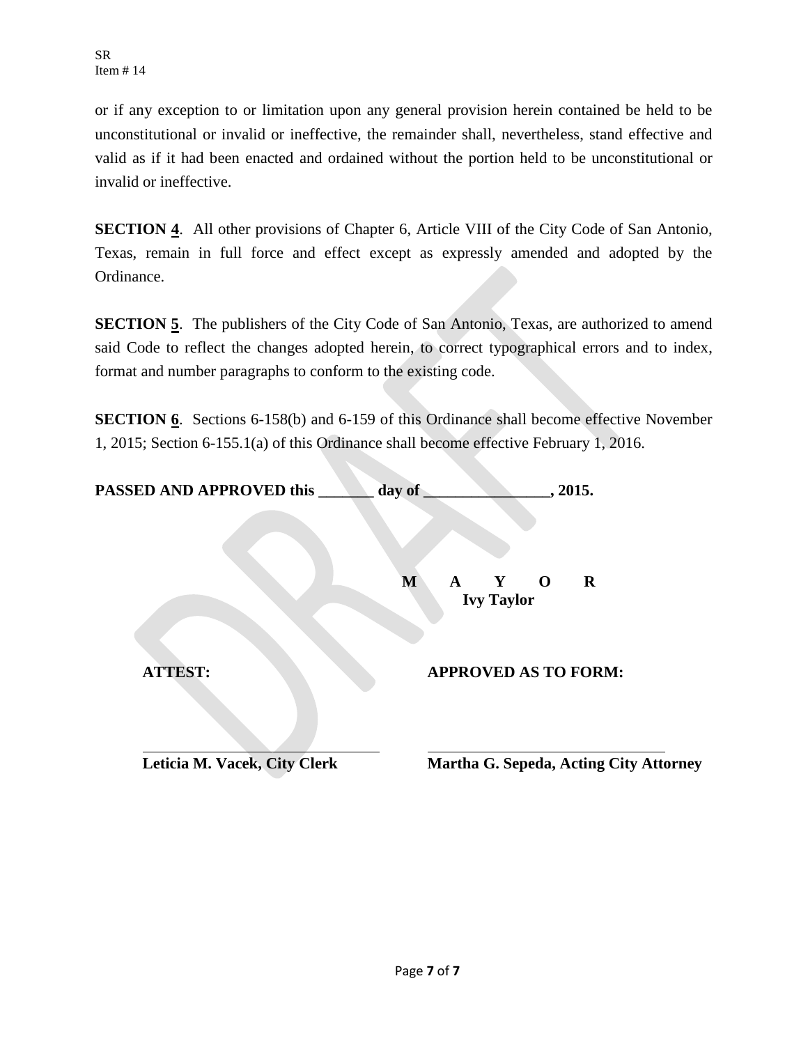or if any exception to or limitation upon any general provision herein contained be held to be unconstitutional or invalid or ineffective, the remainder shall, nevertheless, stand effective and valid as if it had been enacted and ordained without the portion held to be unconstitutional or invalid or ineffective.

**SECTION 4**. All other provisions of Chapter 6, Article VIII of the City Code of San Antonio, Texas, remain in full force and effect except as expressly amended and adopted by the Ordinance.

**SECTION 5**. The publishers of the City Code of San Antonio, Texas, are authorized to amend said Code to reflect the changes adopted herein, to correct typographical errors and to index, format and number paragraphs to conform to the existing code.

**SECTION 6**. Sections 6-158(b) and 6-159 of this Ordinance shall become effective November 1, 2015; Section 6-155.1(a) of this Ordinance shall become effective February 1, 2016.

**PASSED AND APPROVED this _______ day of ________________, 2015.**

**M A Y O R**
**Ivy Taylor**

**ATTEST:**

______________________________
**Leticia M. Vacek, City Clerk**

**APPROVED AS TO FORM:**

______________________________
**Martha G. Sepeda, Acting City Attorney**